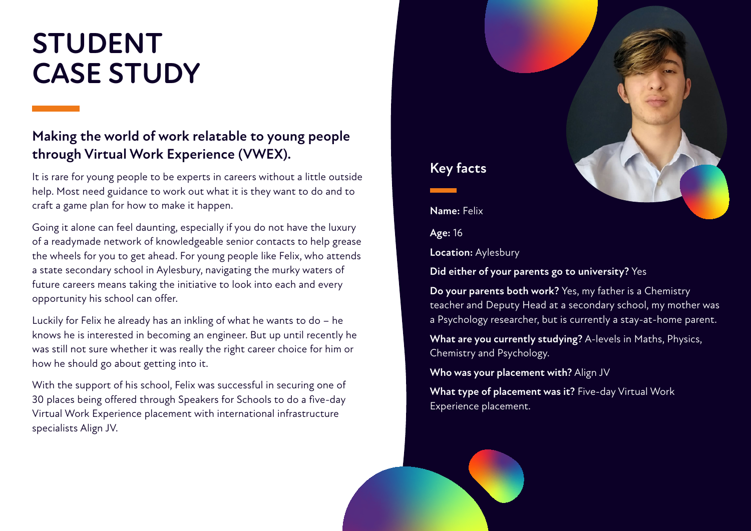# STUDENT CASE STUDY

## Making the world of work relatable to young people through Virtual Work Experience (VWEX).

It is rare for young people to be experts in careers without a little outside help. Most need guidance to work out what it is they want to do and to craft a game plan for how to make it happen.

Going it alone can feel daunting, especially if you do not have the luxury of a readymade network of knowledgeable senior contacts to help grease the wheels for you to get ahead. For young people like Felix, who attends a state secondary school in Aylesbury, navigating the murky waters of future careers means taking the initiative to look into each and every opportunity his school can offer.

Luckily for Felix he already has an inkling of what he wants to do – he knows he is interested in becoming an engineer. But up until recently he was still not sure whether it was really the right career choice for him or how he should go about getting into it.

With the support of his school, Felix was successful in securing one of 30 places being offered through Speakers for Schools to do a five-day Virtual Work Experience placement with international infrastructure specialists Align JV.

## Key facts

**Name:** Felix

**Age:** 16

**Location:** Aylesbury

**Did either of your parents go to university?** Yes

**Do your parents both work?** Yes, my father is a Chemistry teacher and Deputy Head at a secondary school, my mother was a Psychology researcher, but is currently a stay-at-home parent.

**What are you currently studying?** A-levels in Maths, Physics, Chemistry and Psychology.

**Who was your placement with?** Align JV

**What type of placement was it?** Five-day Virtual Work Experience placement.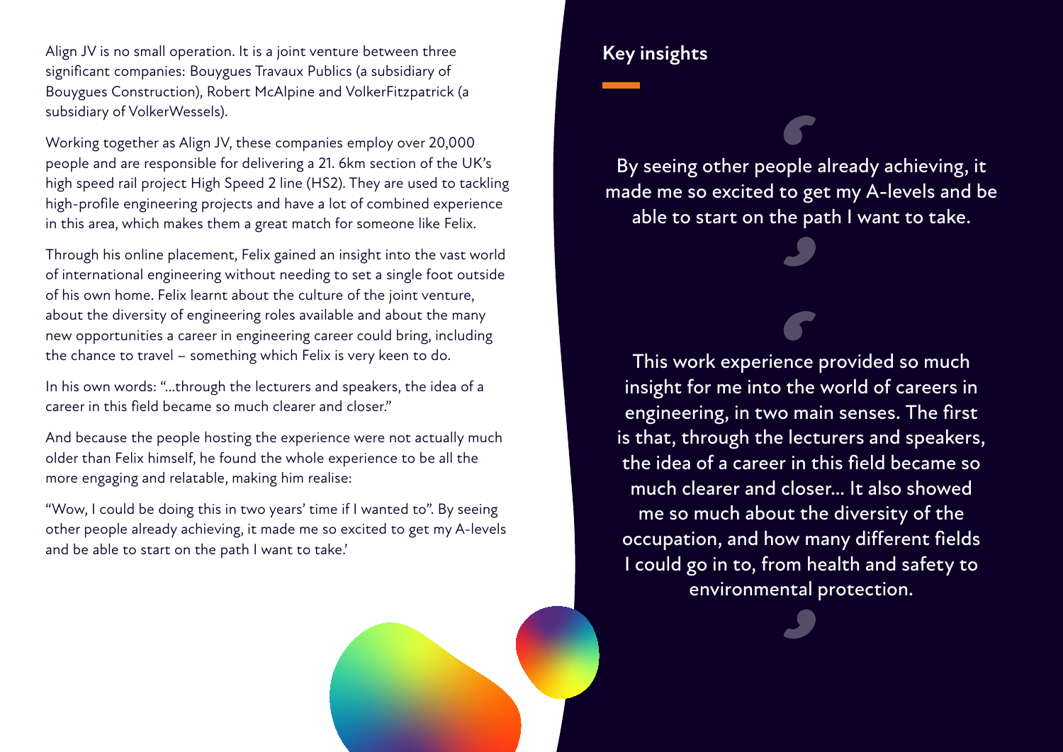Align JV is no small operation. It is a joint venture between three significant companies: Bouygues Travaux Publics (a subsidiary of Bouygues Construction), Robert McAlpine and VolkerFitzpatrick (a subsidiary of VolkerWessels).

Working together as Align JV, these companies employ over 20,000 people and are responsible for delivering a 21. 6km section of the UK's high speed rail project High Speed 2 line (HS2). They are used to tackling high-profile engineering projects and have a lot of combined experience in this area, which makes them a great match for someone like Felix.

Through his online placement, Felix gained an insight into the vast world of international engineering without needing to set a single foot outside of his own home. Felix learnt about the culture of the joint venture, about the diversity of engineering roles available and about the many new opportunities a career in engineering career could bring, including the chance to travel – something which Felix is very keen to do.

In his own words: "...through the lecturers and speakers, the idea of a career in this field became so much clearer and closer."

And because the people hosting the experience were not actually much older than Felix himself, he found the whole experience to be all the more engaging and relatable, making him realise:

"Wow, I could be doing this in two years' time if I wanted to". By seeing other people already achieving, it made me so excited to get my A-levels and be able to start on the path I want to take.'

## Key insights

> By seeing other people already achieving, it made me so excited to get my A-levels and be able to start on the path I want to take.

> This work experience provided so much insight for me into the world of careers in engineering, in two main senses. The first is that, through the lecturers and speakers, the idea of a career in this field became so much clearer and closer... It also showed me so much about the diversity of the occupation, and how many different fields I could go in to, from health and safety to environmental protection.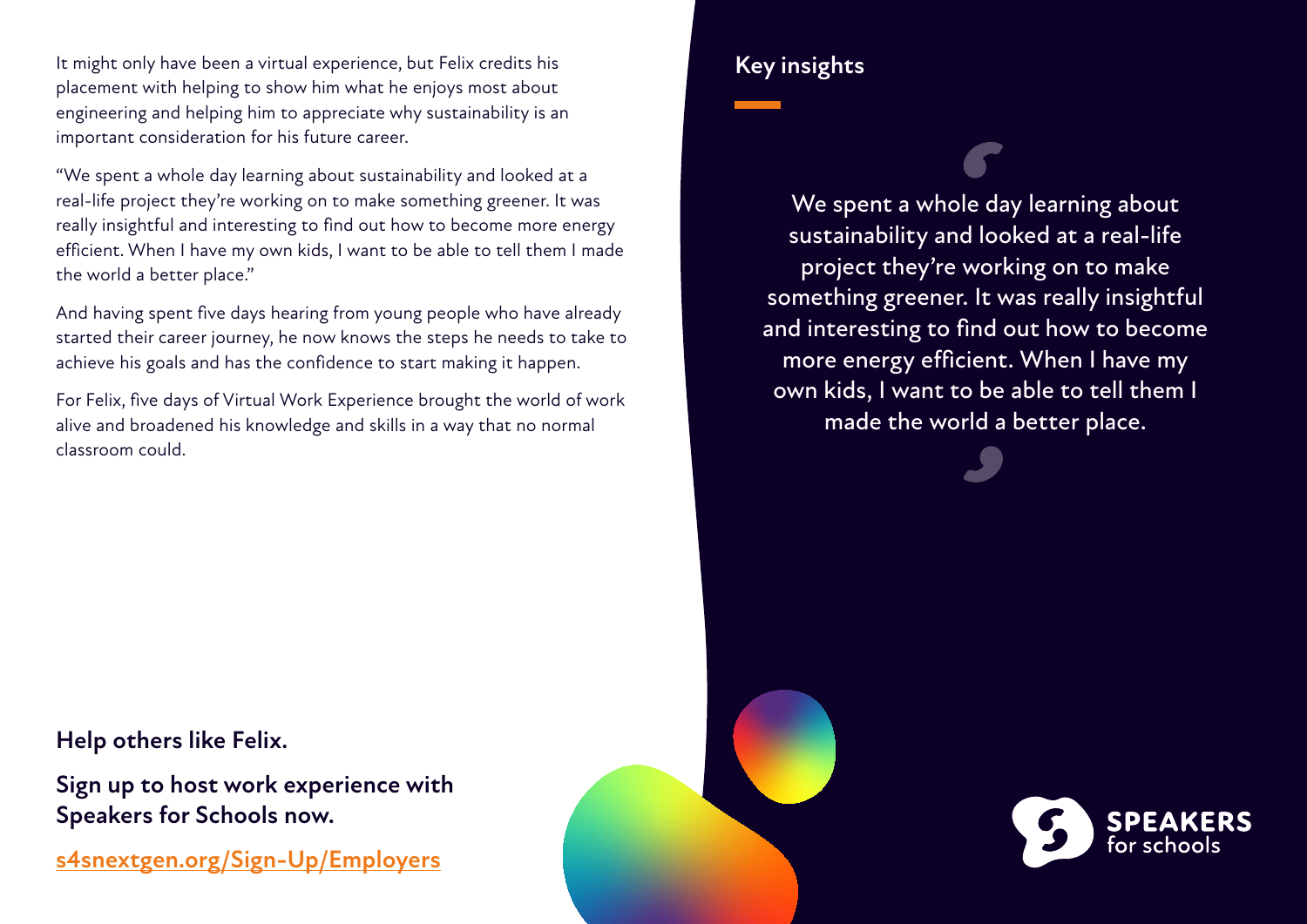It might only have been a virtual experience, but Felix credits his placement with helping to show him what he enjoys most about engineering and helping him to appreciate why sustainability is an important consideration for his future career.

"We spent a whole day learning about sustainability and looked at a real-life project they're working on to make something greener. It was really insightful and interesting to find out how to become more energy efficient. When I have my own kids, I want to be able to tell them I made the world a better place."

And having spent five days hearing from young people who have already started their career journey, he now knows the steps he needs to take to achieve his goals and has the confidence to start making it happen.

For Felix, five days of Virtual Work Experience brought the world of work alive and broadened his knowledge and skills in a way that no normal classroom could.

**Help others like Felix.**

**Sign up to host work experience with Speakers for Schools now.**

**s4snextgen.org/Sign-Up/Employers**

## Key insights

> We spent a whole day learning about sustainability and looked at a real-life project they're working on to make something greener. It was really insightful and interesting to find out how to become more energy efficient. When I have my own kids, I want to be able to tell them I made the world a better place.

SPEAKERS for schools